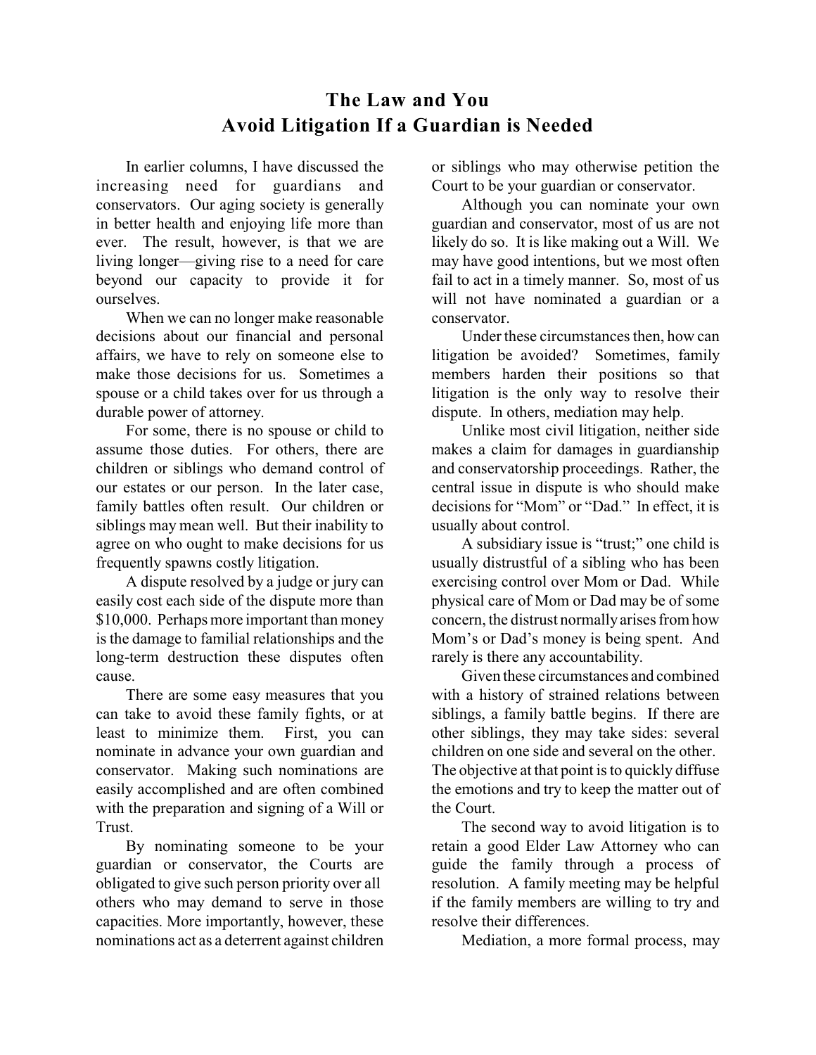# The Law and You
## Avoid Litigation If a Guardian is Needed

In earlier columns, I have discussed the increasing need for guardians and conservators. Our aging society is generally in better health and enjoying life more than ever. The result, however, is that we are living longer—giving rise to a need for care beyond our capacity to provide it for ourselves.

When we can no longer make reasonable decisions about our financial and personal affairs, we have to rely on someone else to make those decisions for us. Sometimes a spouse or a child takes over for us through a durable power of attorney.

For some, there is no spouse or child to assume those duties. For others, there are children or siblings who demand control of our estates or our person. In the later case, family battles often result. Our children or siblings may mean well. But their inability to agree on who ought to make decisions for us frequently spawns costly litigation.

A dispute resolved by a judge or jury can easily cost each side of the dispute more than $10,000. Perhaps more important than money is the damage to familial relationships and the long-term destruction these disputes often cause.

There are some easy measures that you can take to avoid these family fights, or at least to minimize them. First, you can nominate in advance your own guardian and conservator. Making such nominations are easily accomplished and are often combined with the preparation and signing of a Will or Trust.

By nominating someone to be your guardian or conservator, the Courts are obligated to give such person priority over all others who may demand to serve in those capacities. More importantly, however, these nominations act as a deterrent against children or siblings who may otherwise petition the Court to be your guardian or conservator.

Although you can nominate your own guardian and conservator, most of us are not likely do so. It is like making out a Will. We may have good intentions, but we most often fail to act in a timely manner. So, most of us will not have nominated a guardian or a conservator.

Under these circumstances then, how can litigation be avoided? Sometimes, family members harden their positions so that litigation is the only way to resolve their dispute. In others, mediation may help.

Unlike most civil litigation, neither side makes a claim for damages in guardianship and conservatorship proceedings. Rather, the central issue in dispute is who should make decisions for "Mom" or "Dad." In effect, it is usually about control.

A subsidiary issue is "trust;" one child is usually distrustful of a sibling who has been exercising control over Mom or Dad. While physical care of Mom or Dad may be of some concern, the distrust normally arises from how Mom's or Dad's money is being spent. And rarely is there any accountability.

Given these circumstances and combined with a history of strained relations between siblings, a family battle begins. If there are other siblings, they may take sides: several children on one side and several on the other. The objective at that point is to quickly diffuse the emotions and try to keep the matter out of the Court.

The second way to avoid litigation is to retain a good Elder Law Attorney who can guide the family through a process of resolution. A family meeting may be helpful if the family members are willing to try and resolve their differences.

Mediation, a more formal process, may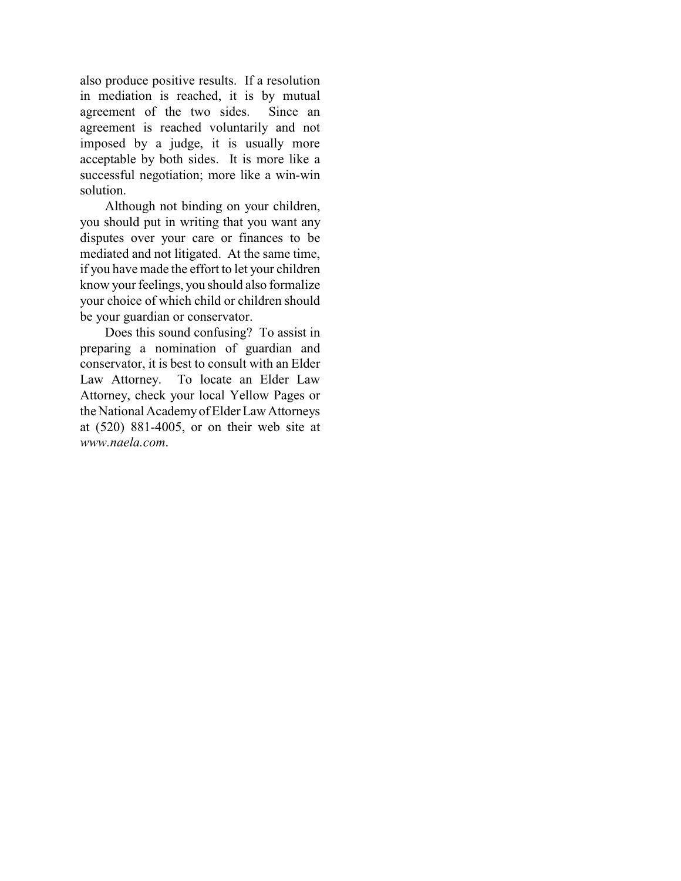also produce positive results. If a resolution in mediation is reached, it is by mutual agreement of the two sides. Since an agreement is reached voluntarily and not imposed by a judge, it is usually more acceptable by both sides. It is more like a successful negotiation; more like a win-win solution.

Although not binding on your children, you should put in writing that you want any disputes over your care or finances to be mediated and not litigated. At the same time, if you have made the effort to let your children know your feelings, you should also formalize your choice of which child or children should be your guardian or conservator.

Does this sound confusing? To assist in preparing a nomination of guardian and conservator, it is best to consult with an Elder Law Attorney. To locate an Elder Law Attorney, check your local Yellow Pages or the National Academy of Elder Law Attorneys at (520) 881-4005, or on their web site at *www.naela.com*.